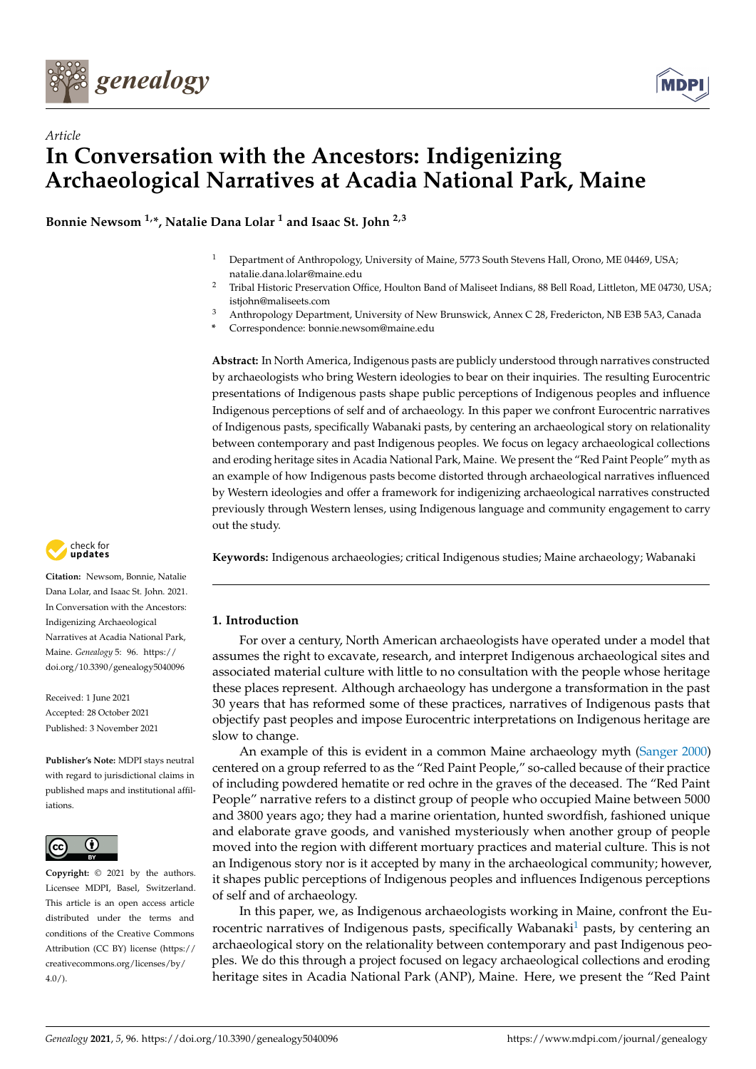*Article*

# In Conversation with the Ancestors: Indigenizing Archaeological Narratives at Acadia National Park, Maine

**Bonnie Newsom [1,*], Natalie Dana Lolar [1] and Isaac St. John [2,3]**

1. Department of Anthropology, University of Maine, 5773 South Stevens Hall, Orono, ME 04469, USA; natalie.dana.lolar@maine.edu
2. Tribal Historic Preservation Office, Houlton Band of Maliseet Indians, 88 Bell Road, Littleton, ME 04730, USA; istjohn@maliseets.com
3. Anthropology Department, University of New Brunswick, Annex C 28, Fredericton, NB E3B 5A3, Canada

\* Correspondence: bonnie.newsom@maine.edu

**Abstract:** In North America, Indigenous pasts are publicly understood through narratives constructed by archaeologists who bring Western ideologies to bear on their inquiries. The resulting Eurocentric presentations of Indigenous pasts shape public perceptions of Indigenous peoples and influence Indigenous perceptions of self and of archaeology. In this paper we confront Eurocentric narratives of Indigenous pasts, specifically Wabanaki pasts, by centering an archaeological story on relationality between contemporary and past Indigenous peoples. We focus on legacy archaeological collections and eroding heritage sites in Acadia National Park, Maine. We present the "Red Paint People" myth as an example of how Indigenous pasts become distorted through archaeological narratives influenced by Western ideologies and offer a framework for indigenizing archaeological narratives constructed previously through Western lenses, using Indigenous language and community engagement to carry out the study.

**Keywords:** Indigenous archaeologies; critical Indigenous studies; Maine archaeology; Wabanaki

**Citation:** Newsom, Bonnie, Natalie Dana Lolar, and Isaac St. John. 2021. In Conversation with the Ancestors: Indigenizing Archaeological Narratives at Acadia National Park, Maine. *Genealogy* 5: 96. https://doi.org/10.3390/genealogy5040096

Received: 1 June 2021
Accepted: 28 October 2021
Published: 3 November 2021

**Publisher's Note:** MDPI stays neutral with regard to jurisdictional claims in published maps and institutional affiliations.

**Copyright:** © 2021 by the authors. Licensee MDPI, Basel, Switzerland. This article is an open access article distributed under the terms and conditions of the Creative Commons Attribution (CC BY) license (https://creativecommons.org/licenses/by/4.0/).

## 1. Introduction

For over a century, North American archaeologists have operated under a model that assumes the right to excavate, research, and interpret Indigenous archaeological sites and associated material culture with little to no consultation with the people whose heritage these places represent. Although archaeology has undergone a transformation in the past 30 years that has reformed some of these practices, narratives of Indigenous pasts that objectify past peoples and impose Eurocentric interpretations on Indigenous heritage are slow to change.

An example of this is evident in a common Maine archaeology myth (Sanger 2000) centered on a group referred to as the "Red Paint People," so-called because of their practice of including powdered hematite or red ochre in the graves of the deceased. The "Red Paint People" narrative refers to a distinct group of people who occupied Maine between 5000 and 3800 years ago; they had a marine orientation, hunted swordfish, fashioned unique and elaborate grave goods, and vanished mysteriously when another group of people moved into the region with different mortuary practices and material culture. This is not an Indigenous story nor is it accepted by many in the archaeological community; however, it shapes public perceptions of Indigenous peoples and influences Indigenous perceptions of self and of archaeology.

In this paper, we, as Indigenous archaeologists working in Maine, confront the Eurocentric narratives of Indigenous pasts, specifically Wabanaki[1] pasts, by centering an archaeological story on the relationality between contemporary and past Indigenous peoples. We do this through a project focused on legacy archaeological collections and eroding heritage sites in Acadia National Park (ANP), Maine. Here, we present the "Red Paint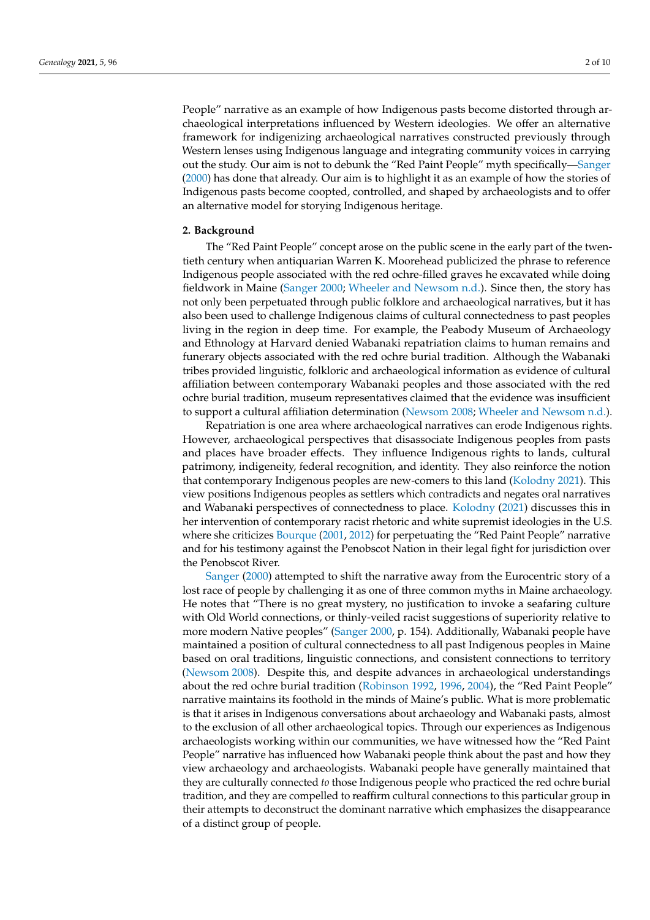People" narrative as an example of how Indigenous pasts become distorted through archaeological interpretations influenced by Western ideologies. We offer an alternative framework for indigenizing archaeological narratives constructed previously through Western lenses using Indigenous language and integrating community voices in carrying out the study. Our aim is not to debunk the "Red Paint People" myth specifically—Sanger (2000) has done that already. Our aim is to highlight it as an example of how the stories of Indigenous pasts become coopted, controlled, and shaped by archaeologists and to offer an alternative model for storying Indigenous heritage.

## 2. Background

The "Red Paint People" concept arose on the public scene in the early part of the twentieth century when antiquarian Warren K. Moorehead publicized the phrase to reference Indigenous people associated with the red ochre-filled graves he excavated while doing fieldwork in Maine (Sanger 2000; Wheeler and Newsom n.d.). Since then, the story has not only been perpetuated through public folklore and archaeological narratives, but it has also been used to challenge Indigenous claims of cultural connectedness to past peoples living in the region in deep time. For example, the Peabody Museum of Archaeology and Ethnology at Harvard denied Wabanaki repatriation claims to human remains and funerary objects associated with the red ochre burial tradition. Although the Wabanaki tribes provided linguistic, folkloric and archaeological information as evidence of cultural affiliation between contemporary Wabanaki peoples and those associated with the red ochre burial tradition, museum representatives claimed that the evidence was insufficient to support a cultural affiliation determination (Newsom 2008; Wheeler and Newsom n.d.).

Repatriation is one area where archaeological narratives can erode Indigenous rights. However, archaeological perspectives that disassociate Indigenous peoples from pasts and places have broader effects. They influence Indigenous rights to lands, cultural patrimony, indigeneity, federal recognition, and identity. They also reinforce the notion that contemporary Indigenous peoples are new-comers to this land (Kolodny 2021). This view positions Indigenous peoples as settlers which contradicts and negates oral narratives and Wabanaki perspectives of connectedness to place. Kolodny (2021) discusses this in her intervention of contemporary racist rhetoric and white supremist ideologies in the U.S. where she criticizes Bourque (2001, 2012) for perpetuating the "Red Paint People" narrative and for his testimony against the Penobscot Nation in their legal fight for jurisdiction over the Penobscot River.

Sanger (2000) attempted to shift the narrative away from the Eurocentric story of a lost race of people by challenging it as one of three common myths in Maine archaeology. He notes that "There is no great mystery, no justification to invoke a seafaring culture with Old World connections, or thinly-veiled racist suggestions of superiority relative to more modern Native peoples" (Sanger 2000, p. 154). Additionally, Wabanaki people have maintained a position of cultural connectedness to all past Indigenous peoples in Maine based on oral traditions, linguistic connections, and consistent connections to territory (Newsom 2008). Despite this, and despite advances in archaeological understandings about the red ochre burial tradition (Robinson 1992, 1996, 2004), the "Red Paint People" narrative maintains its foothold in the minds of Maine's public. What is more problematic is that it arises in Indigenous conversations about archaeology and Wabanaki pasts, almost to the exclusion of all other archaeological topics. Through our experiences as Indigenous archaeologists working within our communities, we have witnessed how the "Red Paint People" narrative has influenced how Wabanaki people think about the past and how they view archaeology and archaeologists. Wabanaki people have generally maintained that they are culturally connected *to* those Indigenous people who practiced the red ochre burial tradition, and they are compelled to reaffirm cultural connections to this particular group in their attempts to deconstruct the dominant narrative which emphasizes the disappearance of a distinct group of people.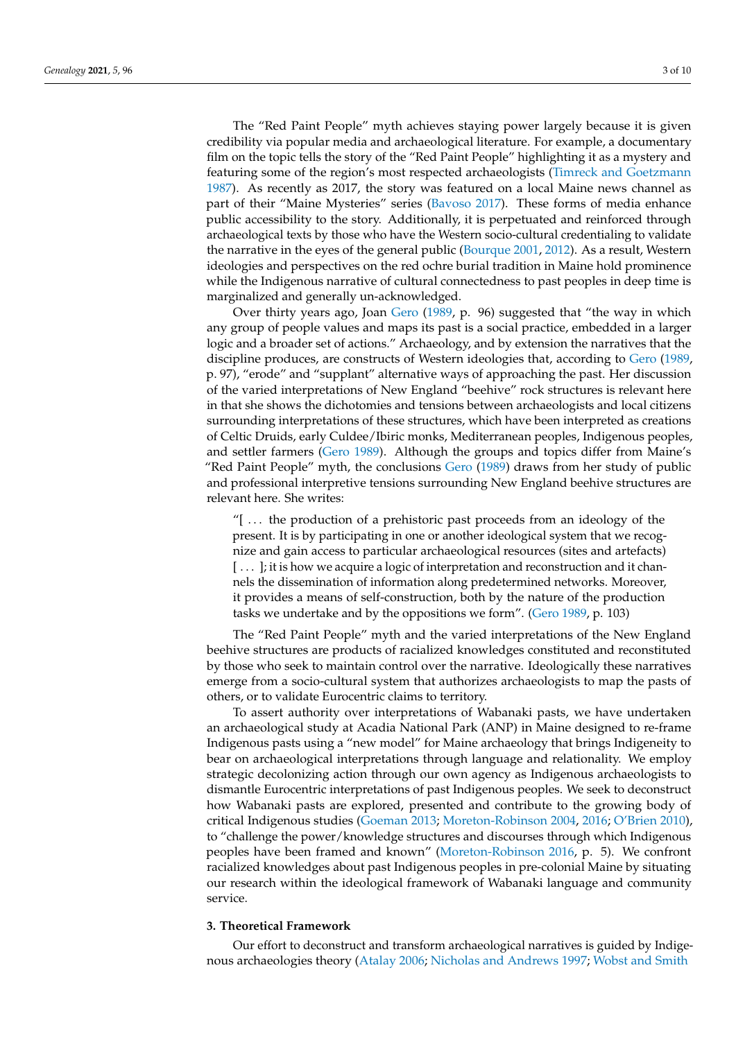The "Red Paint People" myth achieves staying power largely because it is given credibility via popular media and archaeological literature. For example, a documentary film on the topic tells the story of the "Red Paint People" highlighting it as a mystery and featuring some of the region's most respected archaeologists (Timreck and Goetzmann 1987). As recently as 2017, the story was featured on a local Maine news channel as part of their "Maine Mysteries" series (Bavoso 2017). These forms of media enhance public accessibility to the story. Additionally, it is perpetuated and reinforced through archaeological texts by those who have the Western socio-cultural credentialing to validate the narrative in the eyes of the general public (Bourque 2001, 2012). As a result, Western ideologies and perspectives on the red ochre burial tradition in Maine hold prominence while the Indigenous narrative of cultural connectedness to past peoples in deep time is marginalized and generally un-acknowledged.

Over thirty years ago, Joan Gero (1989, p. 96) suggested that "the way in which any group of people values and maps its past is a social practice, embedded in a larger logic and a broader set of actions." Archaeology, and by extension the narratives that the discipline produces, are constructs of Western ideologies that, according to Gero (1989, p. 97), "erode" and "supplant" alternative ways of approaching the past. Her discussion of the varied interpretations of New England "beehive" rock structures is relevant here in that she shows the dichotomies and tensions between archaeologists and local citizens surrounding interpretations of these structures, which have been interpreted as creations of Celtic Druids, early Culdee/Ibiric monks, Mediterranean peoples, Indigenous peoples, and settler farmers (Gero 1989). Although the groups and topics differ from Maine's "Red Paint People" myth, the conclusions Gero (1989) draws from her study of public and professional interpretive tensions surrounding New England beehive structures are relevant here. She writes:

> "[ . . . the production of a prehistoric past proceeds from an ideology of the present. It is by participating in one or another ideological system that we recognize and gain access to particular archaeological resources (sites and artefacts) [ . . . ]; it is how we acquire a logic of interpretation and reconstruction and it channels the dissemination of information along predetermined networks. Moreover, it provides a means of self-construction, both by the nature of the production tasks we undertake and by the oppositions we form". (Gero 1989, p. 103)

The "Red Paint People" myth and the varied interpretations of the New England beehive structures are products of racialized knowledges constituted and reconstituted by those who seek to maintain control over the narrative. Ideologically these narratives emerge from a socio-cultural system that authorizes archaeologists to map the pasts of others, or to validate Eurocentric claims to territory.

To assert authority over interpretations of Wabanaki pasts, we have undertaken an archaeological study at Acadia National Park (ANP) in Maine designed to re-frame Indigenous pasts using a "new model" for Maine archaeology that brings Indigeneity to bear on archaeological interpretations through language and relationality. We employ strategic decolonizing action through our own agency as Indigenous archaeologists to dismantle Eurocentric interpretations of past Indigenous peoples. We seek to deconstruct how Wabanaki pasts are explored, presented and contribute to the growing body of critical Indigenous studies (Goeman 2013; Moreton-Robinson 2004, 2016; O'Brien 2010), to "challenge the power/knowledge structures and discourses through which Indigenous peoples have been framed and known" (Moreton-Robinson 2016, p. 5). We confront racialized knowledges about past Indigenous peoples in pre-colonial Maine by situating our research within the ideological framework of Wabanaki language and community service.

## 3. Theoretical Framework

Our effort to deconstruct and transform archaeological narratives is guided by Indigenous archaeologies theory (Atalay 2006; Nicholas and Andrews 1997; Wobst and Smith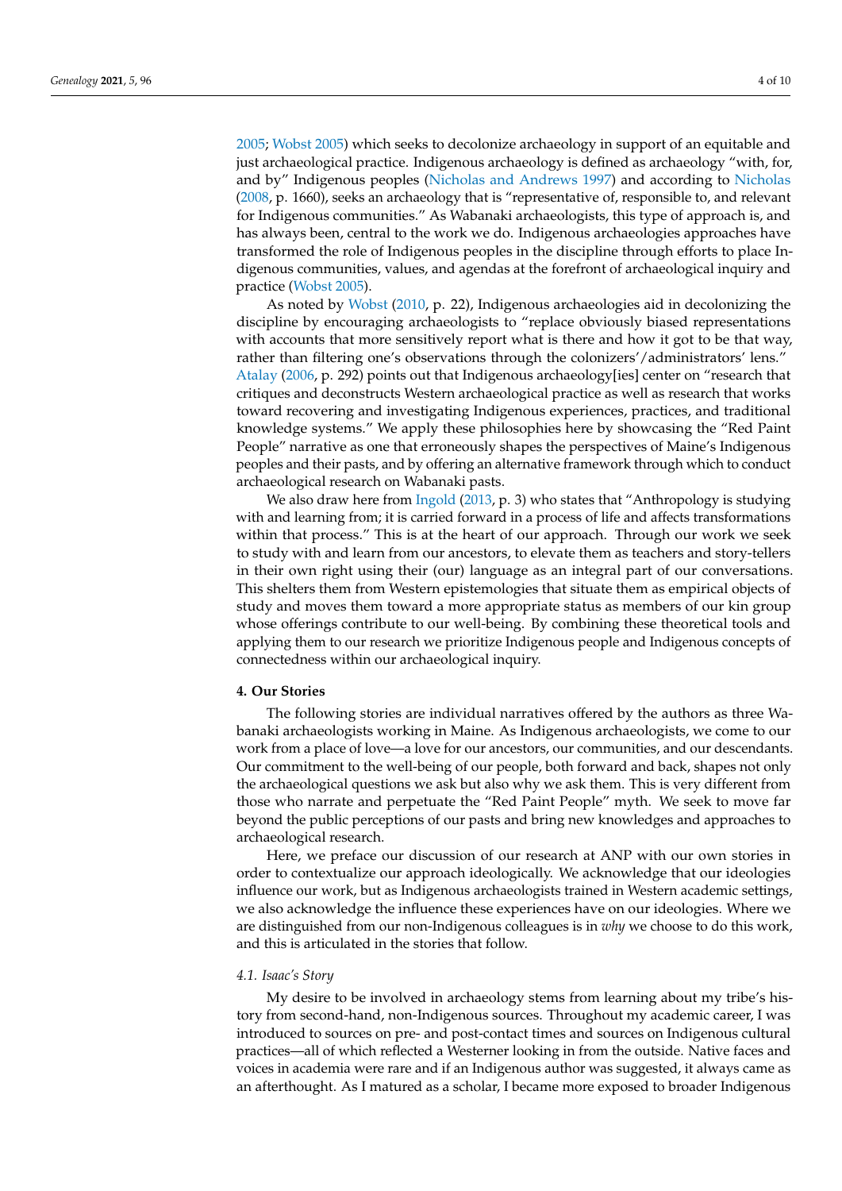2005; Wobst 2005) which seeks to decolonize archaeology in support of an equitable and just archaeological practice. Indigenous archaeology is defined as archaeology "with, for, and by" Indigenous peoples (Nicholas and Andrews 1997) and according to Nicholas (2008, p. 1660), seeks an archaeology that is "representative of, responsible to, and relevant for Indigenous communities." As Wabanaki archaeologists, this type of approach is, and has always been, central to the work we do. Indigenous archaeologies approaches have transformed the role of Indigenous peoples in the discipline through efforts to place Indigenous communities, values, and agendas at the forefront of archaeological inquiry and practice (Wobst 2005).

As noted by Wobst (2010, p. 22), Indigenous archaeologies aid in decolonizing the discipline by encouraging archaeologists to "replace obviously biased representations with accounts that more sensitively report what is there and how it got to be that way, rather than filtering one's observations through the colonizers'/administrators' lens." Atalay (2006, p. 292) points out that Indigenous archaeology[ies] center on "research that critiques and deconstructs Western archaeological practice as well as research that works toward recovering and investigating Indigenous experiences, practices, and traditional knowledge systems." We apply these philosophies here by showcasing the "Red Paint People" narrative as one that erroneously shapes the perspectives of Maine's Indigenous peoples and their pasts, and by offering an alternative framework through which to conduct archaeological research on Wabanaki pasts.

We also draw here from Ingold (2013, p. 3) who states that "Anthropology is studying with and learning from; it is carried forward in a process of life and affects transformations within that process." This is at the heart of our approach. Through our work we seek to study with and learn from our ancestors, to elevate them as teachers and story-tellers in their own right using their (our) language as an integral part of our conversations. This shelters them from Western epistemologies that situate them as empirical objects of study and moves them toward a more appropriate status as members of our kin group whose offerings contribute to our well-being. By combining these theoretical tools and applying them to our research we prioritize Indigenous people and Indigenous concepts of connectedness within our archaeological inquiry.

## 4. Our Stories

The following stories are individual narratives offered by the authors as three Wabanaki archaeologists working in Maine. As Indigenous archaeologists, we come to our work from a place of love—a love for our ancestors, our communities, and our descendants. Our commitment to the well-being of our people, both forward and back, shapes not only the archaeological questions we ask but also why we ask them. This is very different from those who narrate and perpetuate the "Red Paint People" myth. We seek to move far beyond the public perceptions of our pasts and bring new knowledges and approaches to archaeological research.

Here, we preface our discussion of our research at ANP with our own stories in order to contextualize our approach ideologically. We acknowledge that our ideologies influence our work, but as Indigenous archaeologists trained in Western academic settings, we also acknowledge the influence these experiences have on our ideologies. Where we are distinguished from our non-Indigenous colleagues is in *why* we choose to do this work, and this is articulated in the stories that follow.

### *4.1. Isaac's Story*

My desire to be involved in archaeology stems from learning about my tribe's history from second-hand, non-Indigenous sources. Throughout my academic career, I was introduced to sources on pre- and post-contact times and sources on Indigenous cultural practices—all of which reflected a Westerner looking in from the outside. Native faces and voices in academia were rare and if an Indigenous author was suggested, it always came as an afterthought. As I matured as a scholar, I became more exposed to broader Indigenous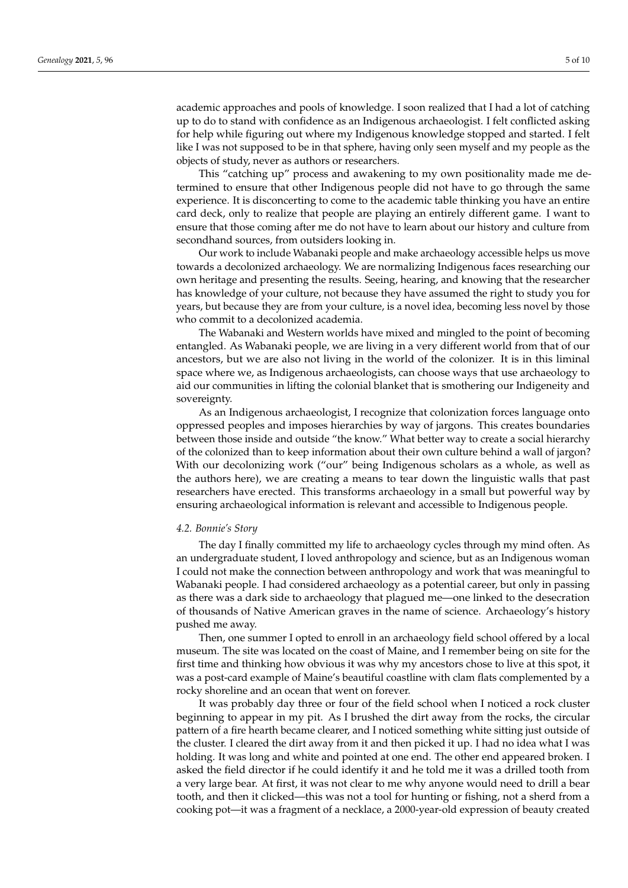academic approaches and pools of knowledge. I soon realized that I had a lot of catching up to do to stand with confidence as an Indigenous archaeologist. I felt conflicted asking for help while figuring out where my Indigenous knowledge stopped and started. I felt like I was not supposed to be in that sphere, having only seen myself and my people as the objects of study, never as authors or researchers.

This "catching up" process and awakening to my own positionality made me determined to ensure that other Indigenous people did not have to go through the same experience. It is disconcerting to come to the academic table thinking you have an entire card deck, only to realize that people are playing an entirely different game. I want to ensure that those coming after me do not have to learn about our history and culture from secondhand sources, from outsiders looking in.

Our work to include Wabanaki people and make archaeology accessible helps us move towards a decolonized archaeology. We are normalizing Indigenous faces researching our own heritage and presenting the results. Seeing, hearing, and knowing that the researcher has knowledge of your culture, not because they have assumed the right to study you for years, but because they are from your culture, is a novel idea, becoming less novel by those who commit to a decolonized academia.

The Wabanaki and Western worlds have mixed and mingled to the point of becoming entangled. As Wabanaki people, we are living in a very different world from that of our ancestors, but we are also not living in the world of the colonizer. It is in this liminal space where we, as Indigenous archaeologists, can choose ways that use archaeology to aid our communities in lifting the colonial blanket that is smothering our Indigeneity and sovereignty.

As an Indigenous archaeologist, I recognize that colonization forces language onto oppressed peoples and imposes hierarchies by way of jargons. This creates boundaries between those inside and outside "the know." What better way to create a social hierarchy of the colonized than to keep information about their own culture behind a wall of jargon? With our decolonizing work ("our" being Indigenous scholars as a whole, as well as the authors here), we are creating a means to tear down the linguistic walls that past researchers have erected. This transforms archaeology in a small but powerful way by ensuring archaeological information is relevant and accessible to Indigenous people.

### *4.2. Bonnie's Story*

The day I finally committed my life to archaeology cycles through my mind often. As an undergraduate student, I loved anthropology and science, but as an Indigenous woman I could not make the connection between anthropology and work that was meaningful to Wabanaki people. I had considered archaeology as a potential career, but only in passing as there was a dark side to archaeology that plagued me—one linked to the desecration of thousands of Native American graves in the name of science. Archaeology's history pushed me away.

Then, one summer I opted to enroll in an archaeology field school offered by a local museum. The site was located on the coast of Maine, and I remember being on site for the first time and thinking how obvious it was why my ancestors chose to live at this spot, it was a post-card example of Maine's beautiful coastline with clam flats complemented by a rocky shoreline and an ocean that went on forever.

It was probably day three or four of the field school when I noticed a rock cluster beginning to appear in my pit. As I brushed the dirt away from the rocks, the circular pattern of a fire hearth became clearer, and I noticed something white sitting just outside of the cluster. I cleared the dirt away from it and then picked it up. I had no idea what I was holding. It was long and white and pointed at one end. The other end appeared broken. I asked the field director if he could identify it and he told me it was a drilled tooth from a very large bear. At first, it was not clear to me why anyone would need to drill a bear tooth, and then it clicked—this was not a tool for hunting or fishing, not a sherd from a cooking pot—it was a fragment of a necklace, a 2000-year-old expression of beauty created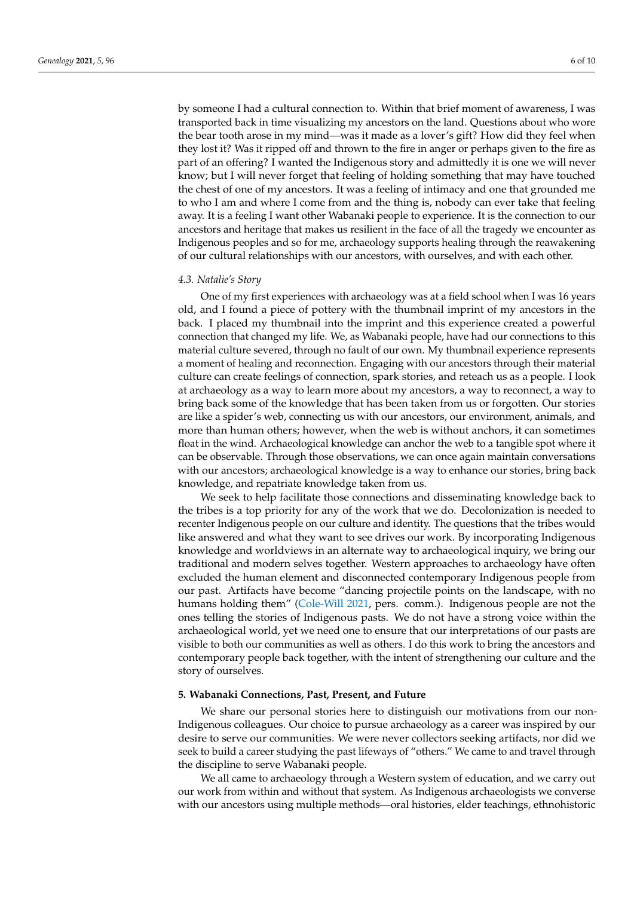by someone I had a cultural connection to. Within that brief moment of awareness, I was transported back in time visualizing my ancestors on the land. Questions about who wore the bear tooth arose in my mind—was it made as a lover's gift? How did they feel when they lost it? Was it ripped off and thrown to the fire in anger or perhaps given to the fire as part of an offering? I wanted the Indigenous story and admittedly it is one we will never know; but I will never forget that feeling of holding something that may have touched the chest of one of my ancestors. It was a feeling of intimacy and one that grounded me to who I am and where I come from and the thing is, nobody can ever take that feeling away. It is a feeling I want other Wabanaki people to experience. It is the connection to our ancestors and heritage that makes us resilient in the face of all the tragedy we encounter as Indigenous peoples and so for me, archaeology supports healing through the reawakening of our cultural relationships with our ancestors, with ourselves, and with each other.

### *4.3. Natalie's Story*

One of my first experiences with archaeology was at a field school when I was 16 years old, and I found a piece of pottery with the thumbnail imprint of my ancestors in the back. I placed my thumbnail into the imprint and this experience created a powerful connection that changed my life. We, as Wabanaki people, have had our connections to this material culture severed, through no fault of our own. My thumbnail experience represents a moment of healing and reconnection. Engaging with our ancestors through their material culture can create feelings of connection, spark stories, and reteach us as a people. I look at archaeology as a way to learn more about my ancestors, a way to reconnect, a way to bring back some of the knowledge that has been taken from us or forgotten. Our stories are like a spider's web, connecting us with our ancestors, our environment, animals, and more than human others; however, when the web is without anchors, it can sometimes float in the wind. Archaeological knowledge can anchor the web to a tangible spot where it can be observable. Through those observations, we can once again maintain conversations with our ancestors; archaeological knowledge is a way to enhance our stories, bring back knowledge, and repatriate knowledge taken from us.

We seek to help facilitate those connections and disseminating knowledge back to the tribes is a top priority for any of the work that we do. Decolonization is needed to recenter Indigenous people on our culture and identity. The questions that the tribes would like answered and what they want to see drives our work. By incorporating Indigenous knowledge and worldviews in an alternate way to archaeological inquiry, we bring our traditional and modern selves together. Western approaches to archaeology have often excluded the human element and disconnected contemporary Indigenous people from our past. Artifacts have become "dancing projectile points on the landscape, with no humans holding them" (Cole-Will 2021, pers. comm.). Indigenous people are not the ones telling the stories of Indigenous pasts. We do not have a strong voice within the archaeological world, yet we need one to ensure that our interpretations of our pasts are visible to both our communities as well as others. I do this work to bring the ancestors and contemporary people back together, with the intent of strengthening our culture and the story of ourselves.

## **5. Wabanaki Connections, Past, Present, and Future**

We share our personal stories here to distinguish our motivations from our non-Indigenous colleagues. Our choice to pursue archaeology as a career was inspired by our desire to serve our communities. We were never collectors seeking artifacts, nor did we seek to build a career studying the past lifeways of "others." We came to and travel through the discipline to serve Wabanaki people.

We all came to archaeology through a Western system of education, and we carry out our work from within and without that system. As Indigenous archaeologists we converse with our ancestors using multiple methods—oral histories, elder teachings, ethnohistoric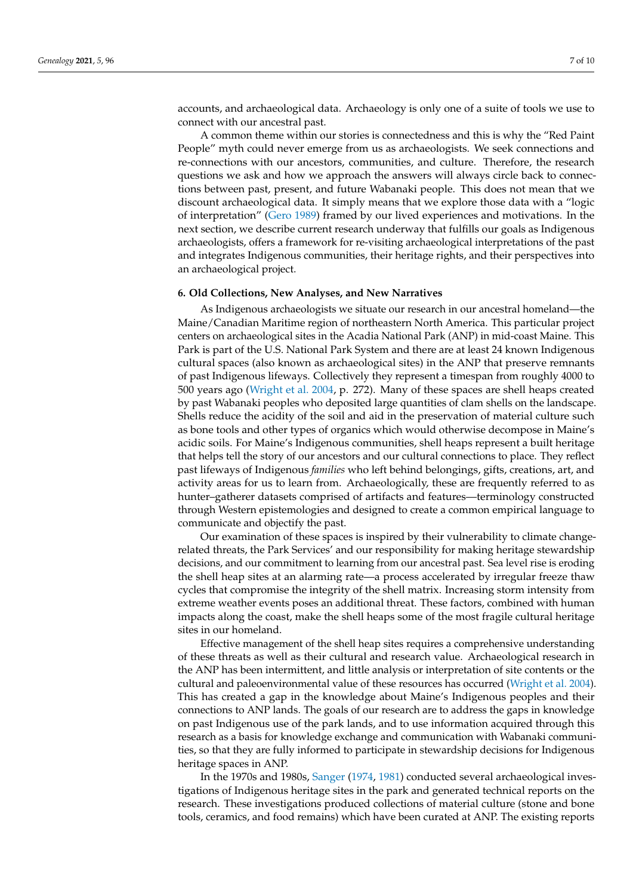accounts, and archaeological data. Archaeology is only one of a suite of tools we use to connect with our ancestral past.

A common theme within our stories is connectedness and this is why the "Red Paint People" myth could never emerge from us as archaeologists. We seek connections and re-connections with our ancestors, communities, and culture. Therefore, the research questions we ask and how we approach the answers will always circle back to connections between past, present, and future Wabanaki people. This does not mean that we discount archaeological data. It simply means that we explore those data with a "logic of interpretation" (Gero 1989) framed by our lived experiences and motivations. In the next section, we describe current research underway that fulfills our goals as Indigenous archaeologists, offers a framework for re-visiting archaeological interpretations of the past and integrates Indigenous communities, their heritage rights, and their perspectives into an archaeological project.

## 6. Old Collections, New Analyses, and New Narratives

As Indigenous archaeologists we situate our research in our ancestral homeland—the Maine/Canadian Maritime region of northeastern North America. This particular project centers on archaeological sites in the Acadia National Park (ANP) in mid-coast Maine. This Park is part of the U.S. National Park System and there are at least 24 known Indigenous cultural spaces (also known as archaeological sites) in the ANP that preserve remnants of past Indigenous lifeways. Collectively they represent a timespan from roughly 4000 to 500 years ago (Wright et al. 2004, p. 272). Many of these spaces are shell heaps created by past Wabanaki peoples who deposited large quantities of clam shells on the landscape. Shells reduce the acidity of the soil and aid in the preservation of material culture such as bone tools and other types of organics which would otherwise decompose in Maine's acidic soils. For Maine's Indigenous communities, shell heaps represent a built heritage that helps tell the story of our ancestors and our cultural connections to place. They reflect past lifeways of Indigenous *families* who left behind belongings, gifts, creations, art, and activity areas for us to learn from. Archaeologically, these are frequently referred to as hunter–gatherer datasets comprised of artifacts and features—terminology constructed through Western epistemologies and designed to create a common empirical language to communicate and objectify the past.

Our examination of these spaces is inspired by their vulnerability to climate change-related threats, the Park Services' and our responsibility for making heritage stewardship decisions, and our commitment to learning from our ancestral past. Sea level rise is eroding the shell heap sites at an alarming rate—a process accelerated by irregular freeze thaw cycles that compromise the integrity of the shell matrix. Increasing storm intensity from extreme weather events poses an additional threat. These factors, combined with human impacts along the coast, make the shell heaps some of the most fragile cultural heritage sites in our homeland.

Effective management of the shell heap sites requires a comprehensive understanding of these threats as well as their cultural and research value. Archaeological research in the ANP has been intermittent, and little analysis or interpretation of site contents or the cultural and paleoenvironmental value of these resources has occurred (Wright et al. 2004). This has created a gap in the knowledge about Maine's Indigenous peoples and their connections to ANP lands. The goals of our research are to address the gaps in knowledge on past Indigenous use of the park lands, and to use information acquired through this research as a basis for knowledge exchange and communication with Wabanaki communities, so that they are fully informed to participate in stewardship decisions for Indigenous heritage spaces in ANP.

In the 1970s and 1980s, Sanger (1974, 1981) conducted several archaeological investigations of Indigenous heritage sites in the park and generated technical reports on the research. These investigations produced collections of material culture (stone and bone tools, ceramics, and food remains) which have been curated at ANP. The existing reports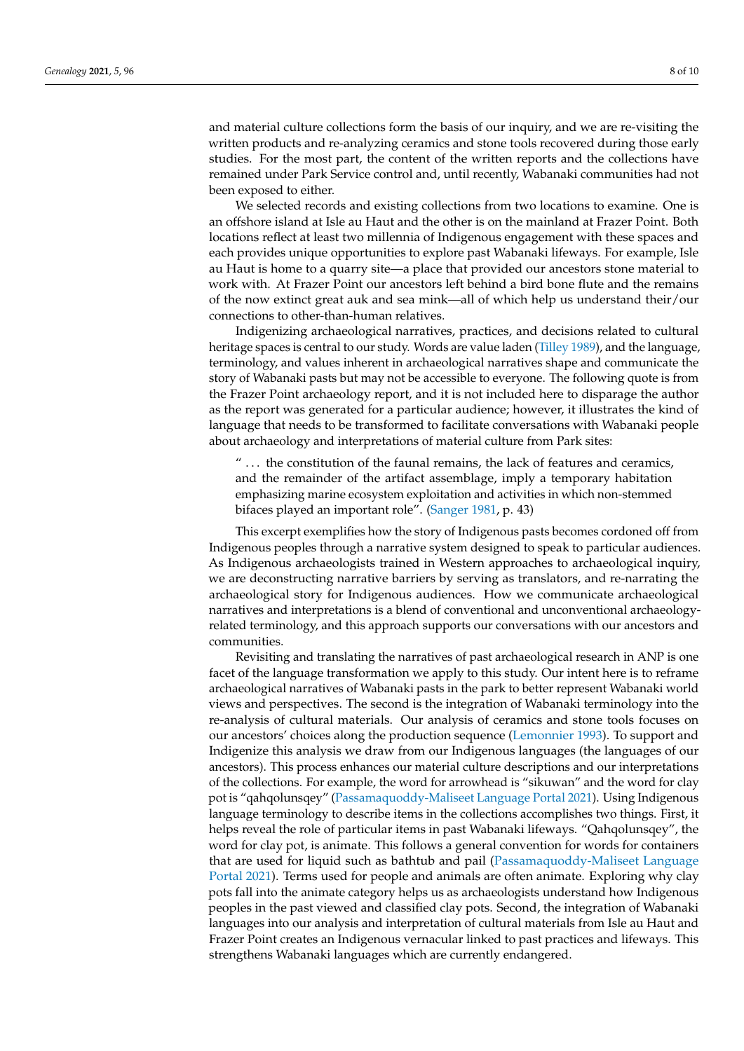and material culture collections form the basis of our inquiry, and we are re-visiting the written products and re-analyzing ceramics and stone tools recovered during those early studies. For the most part, the content of the written reports and the collections have remained under Park Service control and, until recently, Wabanaki communities had not been exposed to either.

We selected records and existing collections from two locations to examine. One is an offshore island at Isle au Haut and the other is on the mainland at Frazer Point. Both locations reflect at least two millennia of Indigenous engagement with these spaces and each provides unique opportunities to explore past Wabanaki lifeways. For example, Isle au Haut is home to a quarry site—a place that provided our ancestors stone material to work with. At Frazer Point our ancestors left behind a bird bone flute and the remains of the now extinct great auk and sea mink—all of which help us understand their/our connections to other-than-human relatives.

Indigenizing archaeological narratives, practices, and decisions related to cultural heritage spaces is central to our study. Words are value laden (Tilley 1989), and the language, terminology, and values inherent in archaeological narratives shape and communicate the story of Wabanaki pasts but may not be accessible to everyone. The following quote is from the Frazer Point archaeology report, and it is not included here to disparage the author as the report was generated for a particular audience; however, it illustrates the kind of language that needs to be transformed to facilitate conversations with Wabanaki people about archaeology and interpretations of material culture from Park sites:

> " ... the constitution of the faunal remains, the lack of features and ceramics, and the remainder of the artifact assemblage, imply a temporary habitation emphasizing marine ecosystem exploitation and activities in which non-stemmed bifaces played an important role". (Sanger 1981, p. 43)

This excerpt exemplifies how the story of Indigenous pasts becomes cordoned off from Indigenous peoples through a narrative system designed to speak to particular audiences. As Indigenous archaeologists trained in Western approaches to archaeological inquiry, we are deconstructing narrative barriers by serving as translators, and re-narrating the archaeological story for Indigenous audiences. How we communicate archaeological narratives and interpretations is a blend of conventional and unconventional archaeology-related terminology, and this approach supports our conversations with our ancestors and communities.

Revisiting and translating the narratives of past archaeological research in ANP is one facet of the language transformation we apply to this study. Our intent here is to reframe archaeological narratives of Wabanaki pasts in the park to better represent Wabanaki world views and perspectives. The second is the integration of Wabanaki terminology into the re-analysis of cultural materials. Our analysis of ceramics and stone tools focuses on our ancestors' choices along the production sequence (Lemonnier 1993). To support and Indigenize this analysis we draw from our Indigenous languages (the languages of our ancestors). This process enhances our material culture descriptions and our interpretations of the collections. For example, the word for arrowhead is "sikuwan" and the word for clay pot is "qahqolunsqey" (Passamaquoddy-Maliseet Language Portal 2021). Using Indigenous language terminology to describe items in the collections accomplishes two things. First, it helps reveal the role of particular items in past Wabanaki lifeways. "Qahqolunsqey", the word for clay pot, is animate. This follows a general convention for words for containers that are used for liquid such as bathtub and pail (Passamaquoddy-Maliseet Language Portal 2021). Terms used for people and animals are often animate. Exploring why clay pots fall into the animate category helps us as archaeologists understand how Indigenous peoples in the past viewed and classified clay pots. Second, the integration of Wabanaki languages into our analysis and interpretation of cultural materials from Isle au Haut and Frazer Point creates an Indigenous vernacular linked to past practices and lifeways. This strengthens Wabanaki languages which are currently endangered.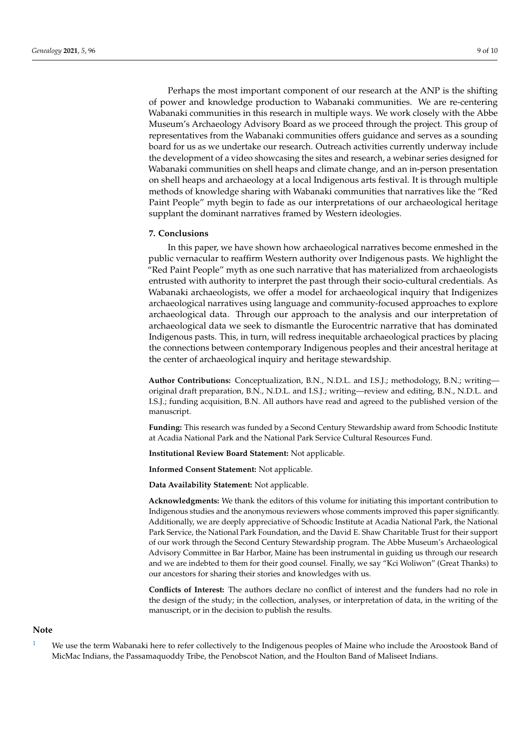Perhaps the most important component of our research at the ANP is the shifting of power and knowledge production to Wabanaki communities. We are re-centering Wabanaki communities in this research in multiple ways. We work closely with the Abbe Museum's Archaeology Advisory Board as we proceed through the project. This group of representatives from the Wabanaki communities offers guidance and serves as a sounding board for us as we undertake our research. Outreach activities currently underway include the development of a video showcasing the sites and research, a webinar series designed for Wabanaki communities on shell heaps and climate change, and an in-person presentation on shell heaps and archaeology at a local Indigenous arts festival. It is through multiple methods of knowledge sharing with Wabanaki communities that narratives like the "Red Paint People" myth begin to fade as our interpretations of our archaeological heritage supplant the dominant narratives framed by Western ideologies.

## 7. Conclusions

In this paper, we have shown how archaeological narratives become enmeshed in the public vernacular to reaffirm Western authority over Indigenous pasts. We highlight the "Red Paint People" myth as one such narrative that has materialized from archaeologists entrusted with authority to interpret the past through their socio-cultural credentials. As Wabanaki archaeologists, we offer a model for archaeological inquiry that Indigenizes archaeological narratives using language and community-focused approaches to explore archaeological data. Through our approach to the analysis and our interpretation of archaeological data we seek to dismantle the Eurocentric narrative that has dominated Indigenous pasts. This, in turn, will redress inequitable archaeological practices by placing the connections between contemporary Indigenous peoples and their ancestral heritage at the center of archaeological inquiry and heritage stewardship.

**Author Contributions:** Conceptualization, B.N., N.D.L. and I.S.J.; methodology, B.N.; writing—original draft preparation, B.N., N.D.L. and I.S.J.; writing—review and editing, B.N., N.D.L. and I.S.J.; funding acquisition, B.N. All authors have read and agreed to the published version of the manuscript.

**Funding:** This research was funded by a Second Century Stewardship award from Schoodic Institute at Acadia National Park and the National Park Service Cultural Resources Fund.

**Institutional Review Board Statement:** Not applicable.

**Informed Consent Statement:** Not applicable.

**Data Availability Statement:** Not applicable.

**Acknowledgments:** We thank the editors of this volume for initiating this important contribution to Indigenous studies and the anonymous reviewers whose comments improved this paper significantly. Additionally, we are deeply appreciative of Schoodic Institute at Acadia National Park, the National Park Service, the National Park Foundation, and the David E. Shaw Charitable Trust for their support of our work through the Second Century Stewardship program. The Abbe Museum's Archaeological Advisory Committee in Bar Harbor, Maine has been instrumental in guiding us through our research and we are indebted to them for their good counsel. Finally, we say "Kci Woliwon" (Great Thanks) to our ancestors for sharing their stories and knowledges with us.

**Conflicts of Interest:** The authors declare no conflict of interest and the funders had no role in the design of the study; in the collection, analyses, or interpretation of data, in the writing of the manuscript, or in the decision to publish the results.

## Note

[1] We use the term Wabanaki here to refer collectively to the Indigenous peoples of Maine who include the Aroostook Band of MicMac Indians, the Passamaquoddy Tribe, the Penobscot Nation, and the Houlton Band of Maliseet Indians.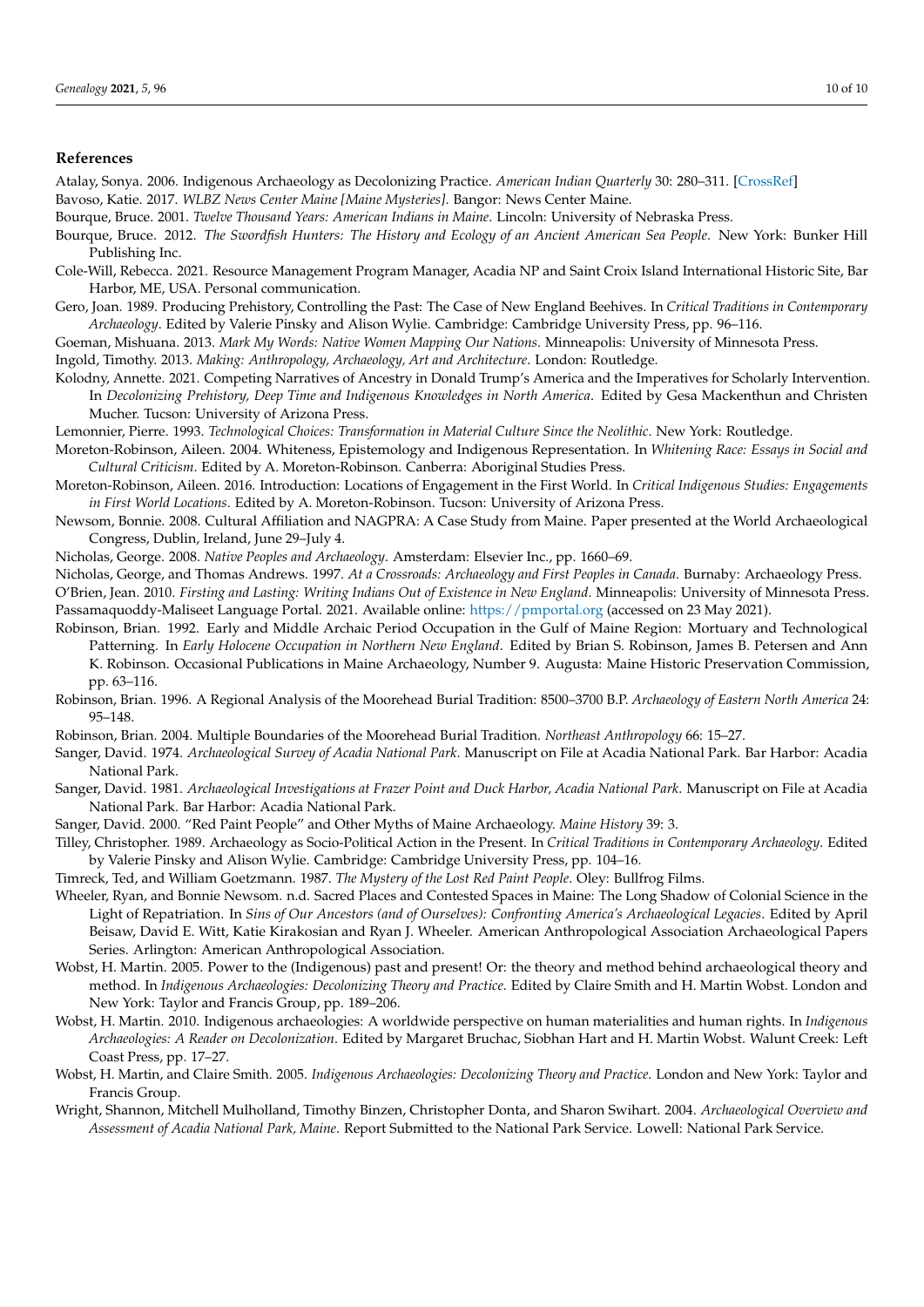## References

Atalay, Sonya. 2006. Indigenous Archaeology as Decolonizing Practice. *American Indian Quarterly* 30: 280–311. [CrossRef]

Bavoso, Katie. 2017. *WLBZ News Center Maine [Maine Mysteries]*. Bangor: News Center Maine.

Bourque, Bruce. 2001. *Twelve Thousand Years: American Indians in Maine*. Lincoln: University of Nebraska Press.

Bourque, Bruce. 2012. *The Swordfish Hunters: The History and Ecology of an Ancient American Sea People*. New York: Bunker Hill Publishing Inc.

Cole-Will, Rebecca. 2021. Resource Management Program Manager, Acadia NP and Saint Croix Island International Historic Site, Bar Harbor, ME, USA. Personal communication.

Gero, Joan. 1989. Producing Prehistory, Controlling the Past: The Case of New England Beehives. In *Critical Traditions in Contemporary Archaeology*. Edited by Valerie Pinsky and Alison Wylie. Cambridge: Cambridge University Press, pp. 96–116.

Goeman, Mishuana. 2013. *Mark My Words: Native Women Mapping Our Nations*. Minneapolis: University of Minnesota Press.

Ingold, Timothy. 2013. *Making: Anthropology, Archaeology, Art and Architecture*. London: Routledge.

Kolodny, Annette. 2021. Competing Narratives of Ancestry in Donald Trump's America and the Imperatives for Scholarly Intervention. In *Decolonizing Prehistory, Deep Time and Indigenous Knowledges in North America*. Edited by Gesa Mackenthun and Christen Mucher. Tucson: University of Arizona Press.

Lemonnier, Pierre. 1993. *Technological Choices: Transformation in Material Culture Since the Neolithic*. New York: Routledge.

Moreton-Robinson, Aileen. 2004. Whiteness, Epistemology and Indigenous Representation. In *Whitening Race: Essays in Social and Cultural Criticism*. Edited by A. Moreton-Robinson. Canberra: Aboriginal Studies Press.

Moreton-Robinson, Aileen. 2016. Introduction: Locations of Engagement in the First World. In *Critical Indigenous Studies: Engagements in First World Locations*. Edited by A. Moreton-Robinson. Tucson: University of Arizona Press.

Newsom, Bonnie. 2008. Cultural Affiliation and NAGPRA: A Case Study from Maine. Paper presented at the World Archaeological Congress, Dublin, Ireland, June 29–July 4.

Nicholas, George. 2008. *Native Peoples and Archaeology*. Amsterdam: Elsevier Inc., pp. 1660–69.

Nicholas, George, and Thomas Andrews. 1997. *At a Crossroads: Archaeology and First Peoples in Canada*. Burnaby: Archaeology Press.

O'Brien, Jean. 2010. *Firsting and Lasting: Writing Indians Out of Existence in New England*. Minneapolis: University of Minnesota Press.

Passamaquoddy-Maliseet Language Portal. 2021. Available online: https://pmportal.org (accessed on 23 May 2021).

Robinson, Brian. 1992. Early and Middle Archaic Period Occupation in the Gulf of Maine Region: Mortuary and Technological Patterning. In *Early Holocene Occupation in Northern New England*. Edited by Brian S. Robinson, James B. Petersen and Ann K. Robinson. Occasional Publications in Maine Archaeology, Number 9. Augusta: Maine Historic Preservation Commission, pp. 63–116.

Robinson, Brian. 1996. A Regional Analysis of the Moorehead Burial Tradition: 8500–3700 B.P. *Archaeology of Eastern North America* 24: 95–148.

Robinson, Brian. 2004. Multiple Boundaries of the Moorehead Burial Tradition. *Northeast Anthropology* 66: 15–27.

Sanger, David. 1974. *Archaeological Survey of Acadia National Park*. Manuscript on File at Acadia National Park. Bar Harbor: Acadia National Park.

Sanger, David. 1981. *Archaeological Investigations at Frazer Point and Duck Harbor, Acadia National Park*. Manuscript on File at Acadia National Park. Bar Harbor: Acadia National Park.

Sanger, David. 2000. "Red Paint People" and Other Myths of Maine Archaeology. *Maine History* 39: 3.

Tilley, Christopher. 1989. Archaeology as Socio-Political Action in the Present. In *Critical Traditions in Contemporary Archaeology*. Edited by Valerie Pinsky and Alison Wylie. Cambridge: Cambridge University Press, pp. 104–16.

Timreck, Ted, and William Goetzmann. 1987. *The Mystery of the Lost Red Paint People*. Oley: Bullfrog Films.

Wheeler, Ryan, and Bonnie Newsom. n.d. Sacred Places and Contested Spaces in Maine: The Long Shadow of Colonial Science in the Light of Repatriation. In *Sins of Our Ancestors (and of Ourselves): Confronting America's Archaeological Legacies*. Edited by April Beisaw, David E. Witt, Katie Kirakosian and Ryan J. Wheeler. American Anthropological Association Archaeological Papers Series. Arlington: American Anthropological Association.

Wobst, H. Martin. 2005. Power to the (Indigenous) past and present! Or: the theory and method behind archaeological theory and method. In *Indigenous Archaeologies: Decolonizing Theory and Practice*. Edited by Claire Smith and H. Martin Wobst. London and New York: Taylor and Francis Group, pp. 189–206.

Wobst, H. Martin. 2010. Indigenous archaeologies: A worldwide perspective on human materialities and human rights. In *Indigenous Archaeologies: A Reader on Decolonization*. Edited by Margaret Bruchac, Siobhan Hart and H. Martin Wobst. Walunt Creek: Left Coast Press, pp. 17–27.

Wobst, H. Martin, and Claire Smith. 2005. *Indigenous Archaeologies: Decolonizing Theory and Practice*. London and New York: Taylor and Francis Group.

Wright, Shannon, Mitchell Mulholland, Timothy Binzen, Christopher Donta, and Sharon Swihart. 2004. *Archaeological Overview and Assessment of Acadia National Park, Maine*. Report Submitted to the National Park Service. Lowell: National Park Service.